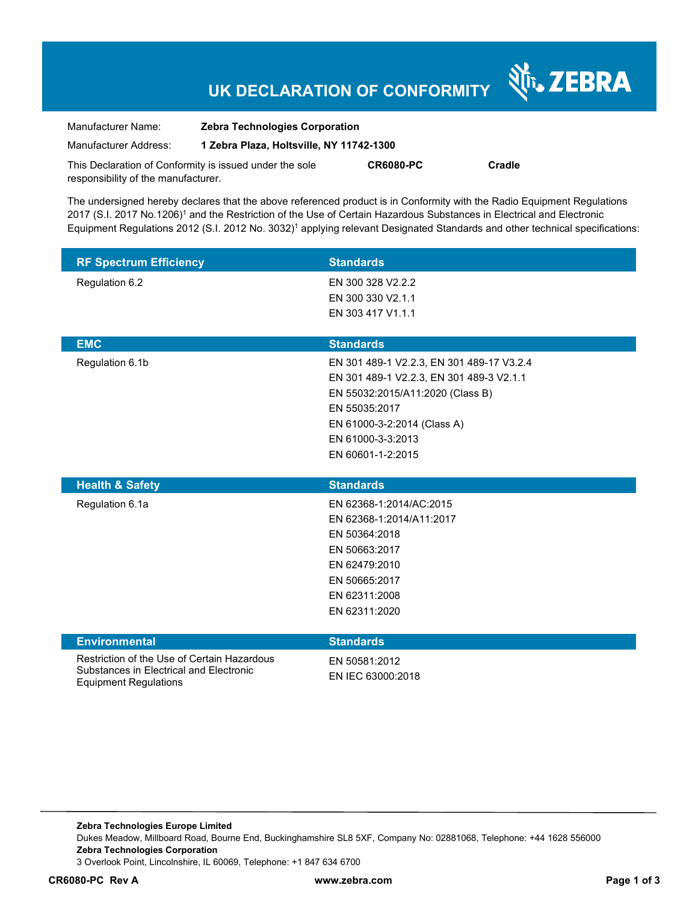# UK DECLARATION OF CONFORMITY

ZEBRA

| | |
|---|---|
| Manufacturer Name: | **Zebra Technologies Corporation** |
| Manufacturer Address: | **1 Zebra Plaza, Holtsville, NY 11742-1300** |

This Declaration of Conformity is issued under the sole responsibility of the manufacturer. **CR6080-PC** **Cradle**

The undersigned hereby declares that the above referenced product is in Conformity with the Radio Equipment Regulations 2017 (S.I. 2017 No.1206)[1] and the Restriction of the Use of Certain Hazardous Substances in Electrical and Electronic Equipment Regulations 2012 (S.I. 2012 No. 3032)[1] applying relevant Designated Standards and other technical specifications:

| RF Spectrum Efficiency | Standards |
|---|---|
| Regulation 6.2 | EN 300 328 V2.2.2<br>EN 300 330 V2.1.1<br>EN 303 417 V1.1.1 |

| EMC | Standards |
|---|---|
| Regulation 6.1b | EN 301 489-1 V2.2.3, EN 301 489-17 V3.2.4<br>EN 301 489-1 V2.2.3, EN 301 489-3 V2.1.1<br>EN 55032:2015/A11:2020 (Class B)<br>EN 55035:2017<br>EN 61000-3-2:2014 (Class A)<br>EN 61000-3-3:2013<br>EN 60601-1-2:2015 |

| Health & Safety | Standards |
|---|---|
| Regulation 6.1a | EN 62368-1:2014/AC:2015<br>EN 62368-1:2014/A11:2017<br>EN 50364:2018<br>EN 50663:2017<br>EN 62479:2010<br>EN 50665:2017<br>EN 62311:2008<br>EN 62311:2020 |

| Environmental | Standards |
|---|---|
| Restriction of the Use of Certain Hazardous Substances in Electrical and Electronic Equipment Regulations | EN 50581:2012<br>EN IEC 63000:2018 |

**Zebra Technologies Europe Limited**
Dukes Meadow, Millboard Road, Bourne End, Buckinghamshire SL8 5XF, Company No: 02881068, Telephone: +44 1628 556000
**Zebra Technologies Corporation**
3 Overlook Point, Lincolnshire, IL 60069, Telephone: +1 847 634 6700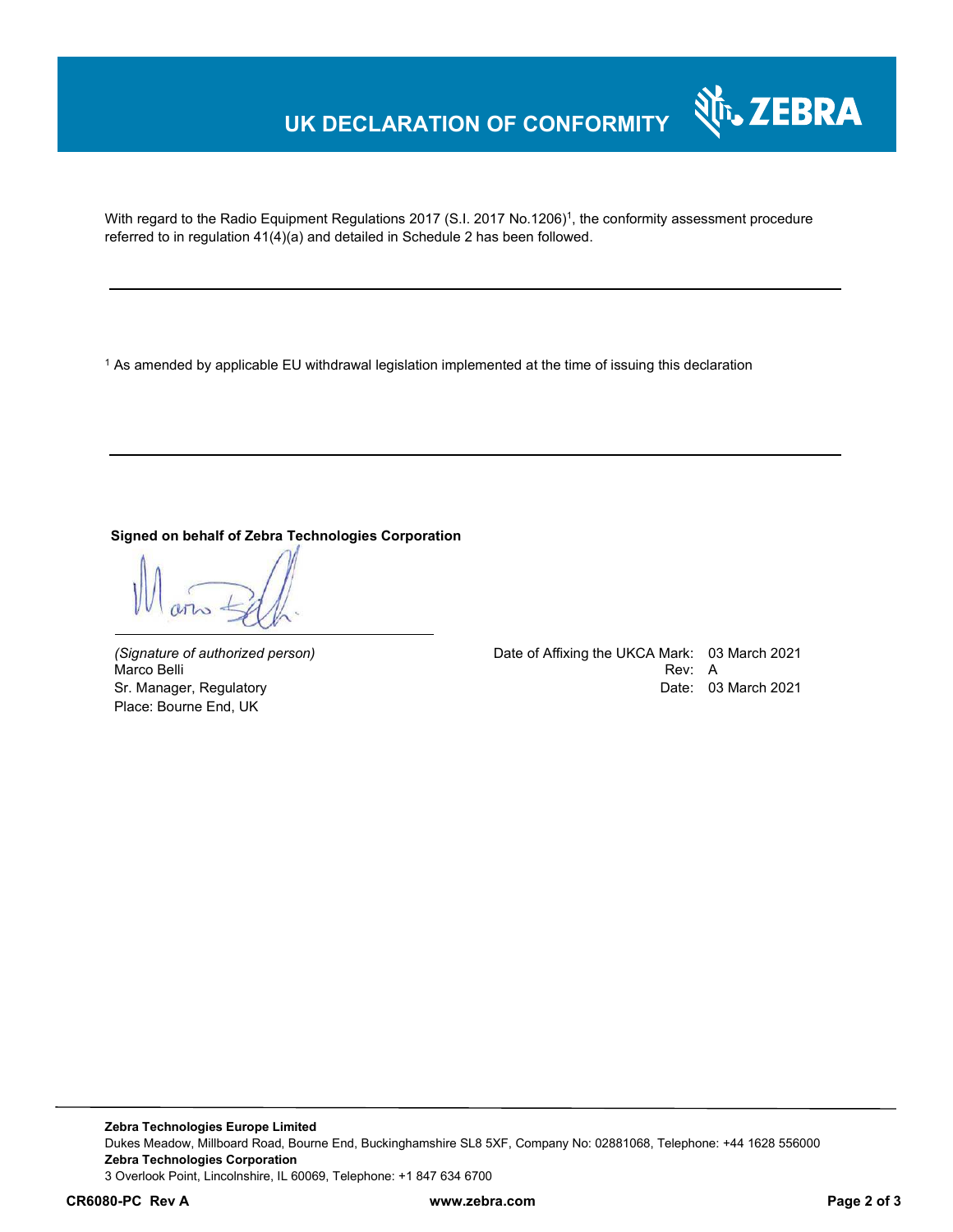# UK DECLARATION OF CONFORMITY

With regard to the Radio Equipment Regulations 2017 (S.I. 2017 No.1206)[1], the conformity assessment procedure referred to in regulation 41(4)(a) and detailed in Schedule 2 has been followed.

---

[1] As amended by applicable EU withdrawal legislation implemented at the time of issuing this declaration

---

**Signed on behalf of Zebra Technologies Corporation**

*(Signature of authorized person)*
Marco Belli
Sr. Manager, Regulatory
Place: Bourne End, UK

Date of Affixing the UKCA Mark: 03 March 2021
Rev: A
Date: 03 March 2021

**Zebra Technologies Europe Limited**
Dukes Meadow, Millboard Road, Bourne End, Buckinghamshire SL8 5XF, Company No: 02881068, Telephone: +44 1628 556000
**Zebra Technologies Corporation**
3 Overlook Point, Lincolnshire, IL 60069, Telephone: +1 847 634 6700

**CR6080-PC Rev A** **www.zebra.com**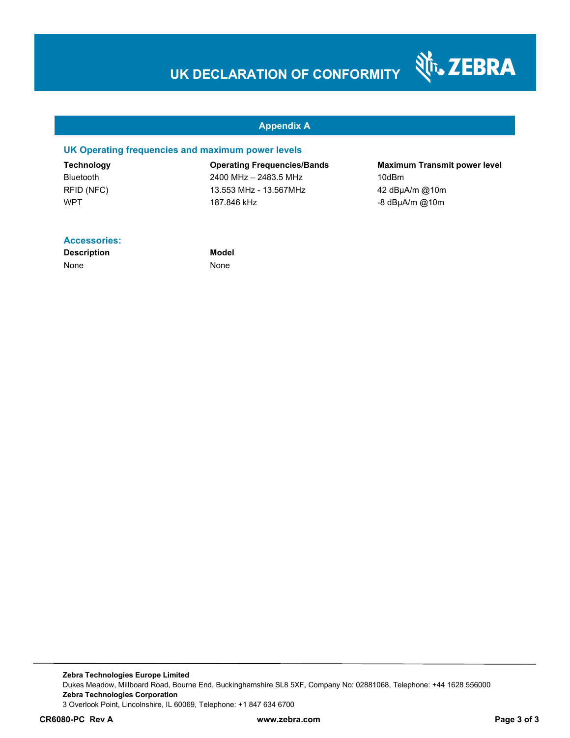# UK DECLARATION OF CONFORMITY

## Appendix A

### UK Operating frequencies and maximum power levels

| Technology | Operating Frequencies/Bands | Maximum Transmit power level |
|---|---|---|
| Bluetooth | 2400 MHz – 2483.5 MHz | 10dBm |
| RFID (NFC) | 13.553 MHz - 13.567MHz | 42 dBµA/m @10m |
| WPT | 187.846 kHz | -8 dBµA/m @10m |

### Accessories:

| Description | Model |
|---|---|
| None | None |

**Zebra Technologies Europe Limited**
Dukes Meadow, Millboard Road, Bourne End, Buckinghamshire SL8 5XF, Company No: 02881068, Telephone: +44 1628 556000
**Zebra Technologies Corporation**
3 Overlook Point, Lincolnshire, IL 60069, Telephone: +1 847 634 6700